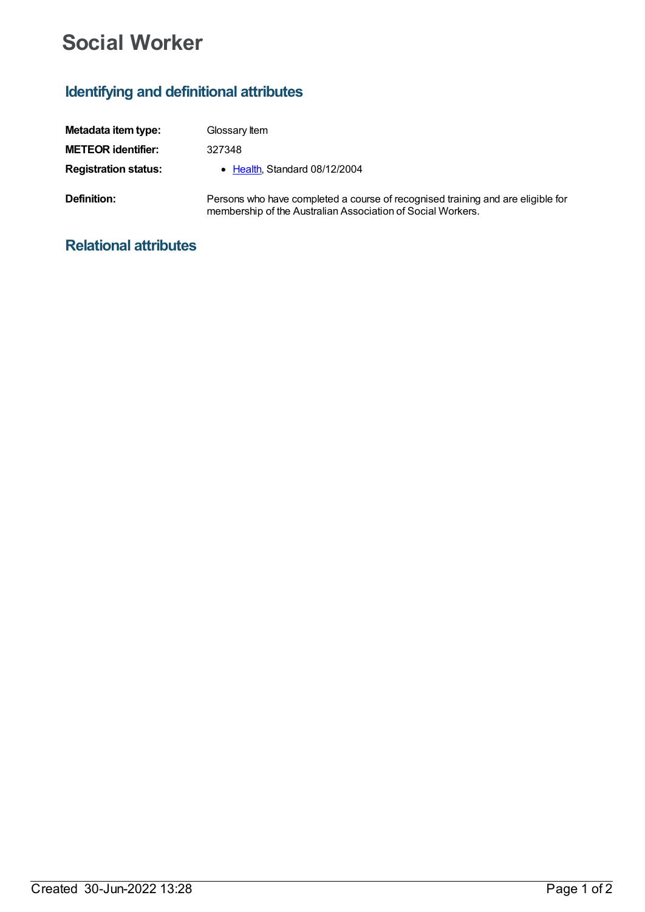# Social Worker

## Identifying and definitional attributes

| | |
|---|---|
| **Metadata item type:** | Glossary Item |
| **METEOR identifier:** | 327348 |
| **Registration status:** | • Health, Standard 08/12/2004 |
| **Definition:** | Persons who have completed a course of recognised training and are eligible for membership of the Australian Association of Social Workers. |

## Relational attributes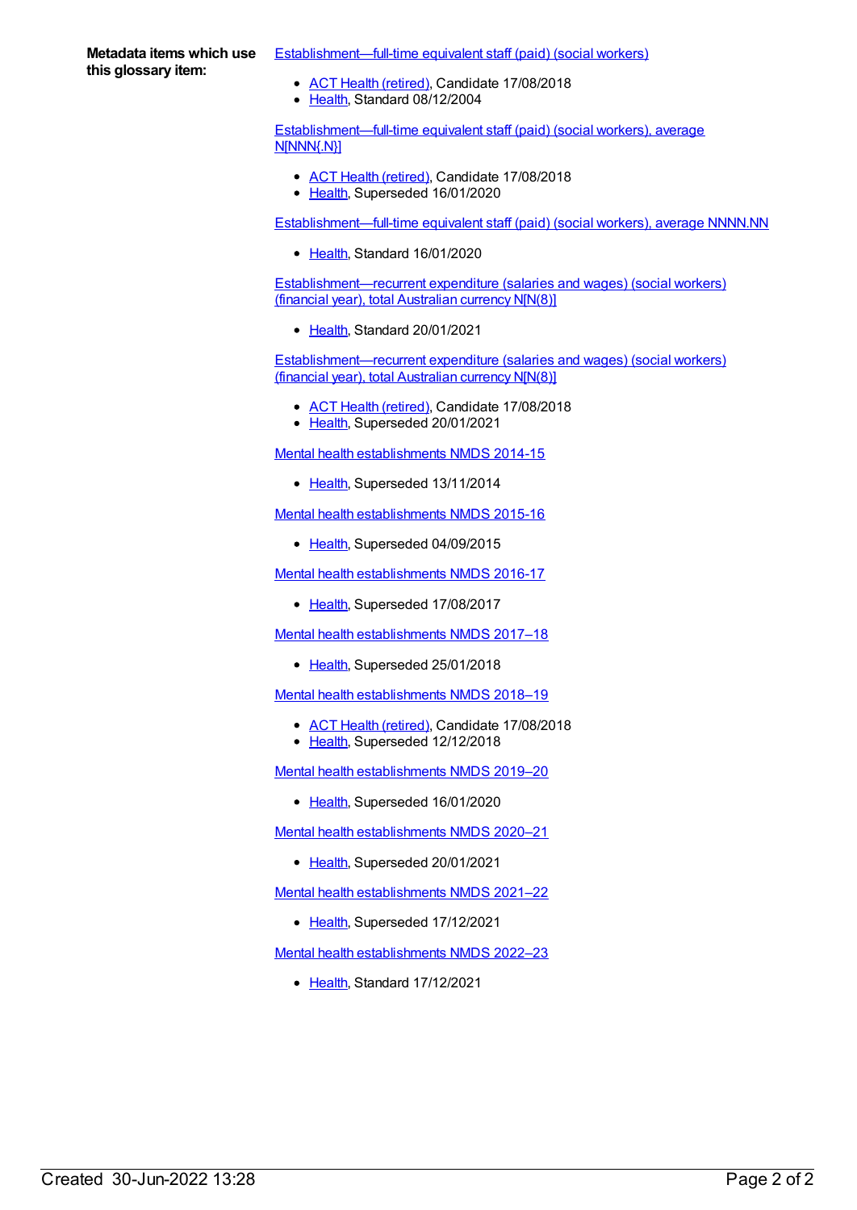**Metadata items which use this glossary item:**

Establishment—full-time equivalent staff (paid) (social workers)

- ACT Health (retired), Candidate 17/08/2018
- Health, Standard 08/12/2004

Establishment—full-time equivalent staff (paid) (social workers), average N[NNN{.N}]

- ACT Health (retired), Candidate 17/08/2018
- Health, Superseded 16/01/2020

Establishment—full-time equivalent staff (paid) (social workers), average NNNN.NN

- Health, Standard 16/01/2020

Establishment—recurrent expenditure (salaries and wages) (social workers) (financial year), total Australian currency N[N(8)]

- Health, Standard 20/01/2021

Establishment—recurrent expenditure (salaries and wages) (social workers) (financial year), total Australian currency N[N(8)]

- ACT Health (retired), Candidate 17/08/2018
- Health, Superseded 20/01/2021

Mental health establishments NMDS 2014-15

- Health, Superseded 13/11/2014

Mental health establishments NMDS 2015-16

- Health, Superseded 04/09/2015

Mental health establishments NMDS 2016-17

- Health, Superseded 17/08/2017

Mental health establishments NMDS 2017–18

- Health, Superseded 25/01/2018

Mental health establishments NMDS 2018–19

- ACT Health (retired), Candidate 17/08/2018
- Health, Superseded 12/12/2018

Mental health establishments NMDS 2019–20

- Health, Superseded 16/01/2020

Mental health establishments NMDS 2020–21

- Health, Superseded 20/01/2021

Mental health establishments NMDS 2021–22

- Health, Superseded 17/12/2021

Mental health establishments NMDS 2022–23

- Health, Standard 17/12/2021